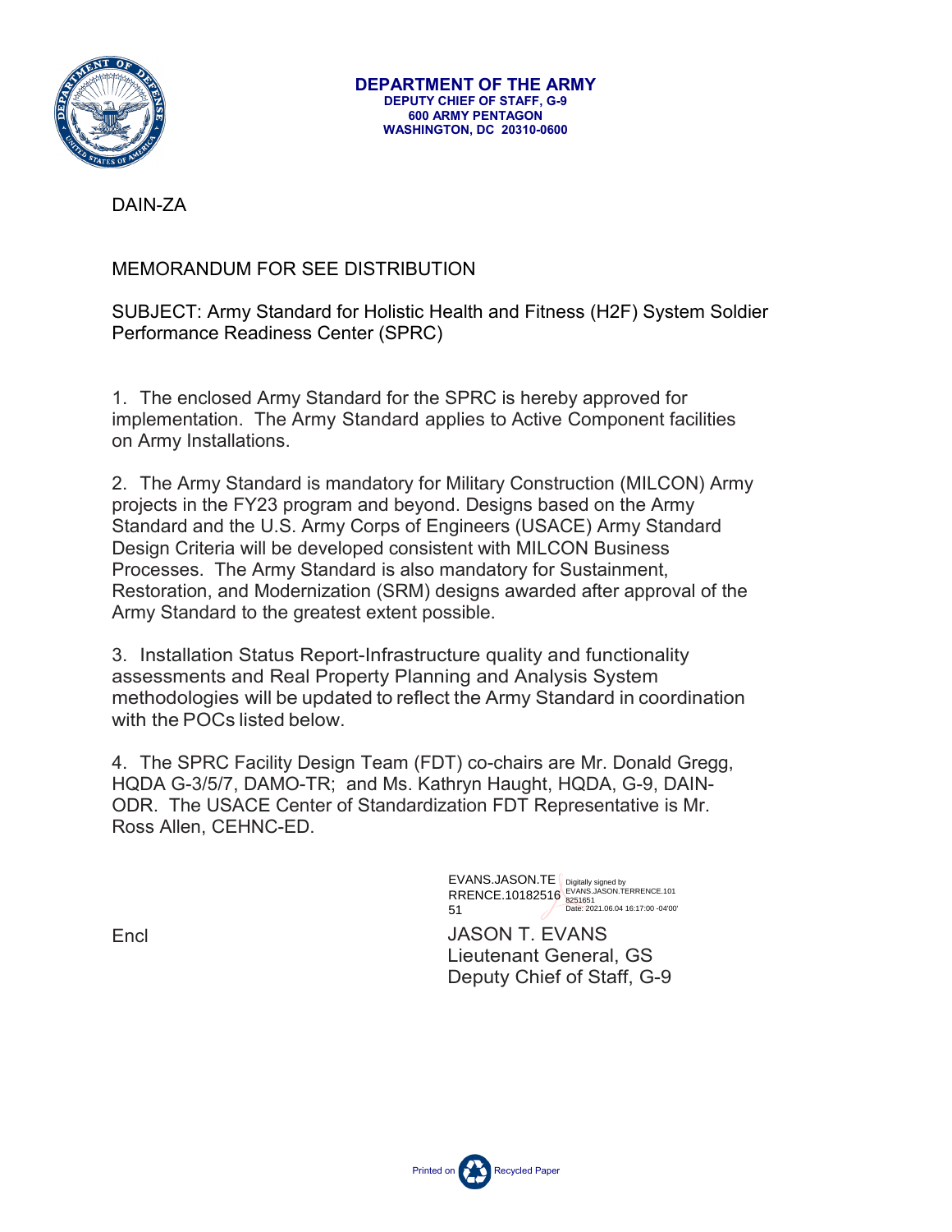**DEPARTMENT OF THE ARMY**
**DEPUTY CHIEF OF STAFF, G-9**
**600 ARMY PENTAGON**
**WASHINGTON, DC 20310-0600**

DAIN-ZA

MEMORANDUM FOR SEE DISTRIBUTION

SUBJECT: Army Standard for Holistic Health and Fitness (H2F) System Soldier Performance Readiness Center (SPRC)

1. The enclosed Army Standard for the SPRC is hereby approved for implementation. The Army Standard applies to Active Component facilities on Army Installations.

2. The Army Standard is mandatory for Military Construction (MILCON) Army projects in the FY23 program and beyond. Designs based on the Army Standard and the U.S. Army Corps of Engineers (USACE) Army Standard Design Criteria will be developed consistent with MILCON Business Processes. The Army Standard is also mandatory for Sustainment, Restoration, and Modernization (SRM) designs awarded after approval of the Army Standard to the greatest extent possible.

3. Installation Status Report-Infrastructure quality and functionality assessments and Real Property Planning and Analysis System methodologies will be updated to reflect the Army Standard in coordination with the POCs listed below.

4. The SPRC Facility Design Team (FDT) co-chairs are Mr. Donald Gregg, HQDA G-3/5/7, DAMO-TR; and Ms. Kathryn Haught, HQDA, G-9, DAIN-ODR. The USACE Center of Standardization FDT Representative is Mr. Ross Allen, CEHNC-ED.

EVANS.JASON.TERRENCE.1018251651 Digitally signed by EVANS.JASON.TERRENCE.1018251651 Date: 2021.06.04 16:17:00 -04'00'

Encl

JASON T. EVANS
Lieutenant General, GS
Deputy Chief of Staff, G-9

Printed on Recycled Paper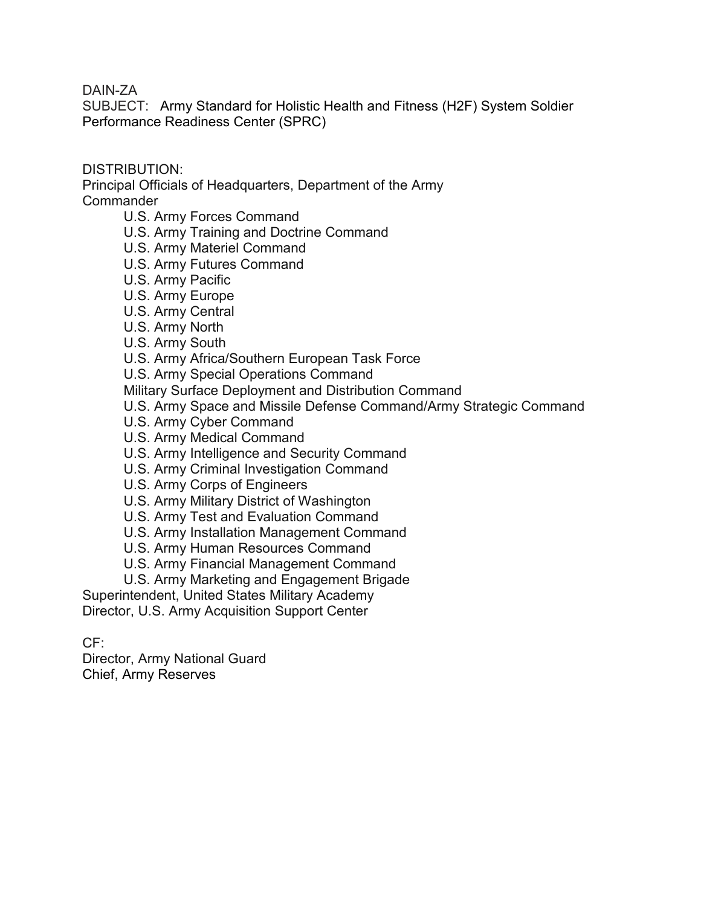DAIN-ZA
SUBJECT: Army Standard for Holistic Health and Fitness (H2F) System Soldier Performance Readiness Center (SPRC)

DISTRIBUTION:
Principal Officials of Headquarters, Department of the Army
Commander

- U.S. Army Forces Command
- U.S. Army Training and Doctrine Command
- U.S. Army Materiel Command
- U.S. Army Futures Command
- U.S. Army Pacific
- U.S. Army Europe
- U.S. Army Central
- U.S. Army North
- U.S. Army South
- U.S. Army Africa/Southern European Task Force
- U.S. Army Special Operations Command
- Military Surface Deployment and Distribution Command
- U.S. Army Space and Missile Defense Command/Army Strategic Command
- U.S. Army Cyber Command
- U.S. Army Medical Command
- U.S. Army Intelligence and Security Command
- U.S. Army Criminal Investigation Command
- U.S. Army Corps of Engineers
- U.S. Army Military District of Washington
- U.S. Army Test and Evaluation Command
- U.S. Army Installation Management Command
- U.S. Army Human Resources Command
- U.S. Army Financial Management Command
- U.S. Army Marketing and Engagement Brigade

Superintendent, United States Military Academy
Director, U.S. Army Acquisition Support Center

CF:
Director, Army National Guard
Chief, Army Reserves